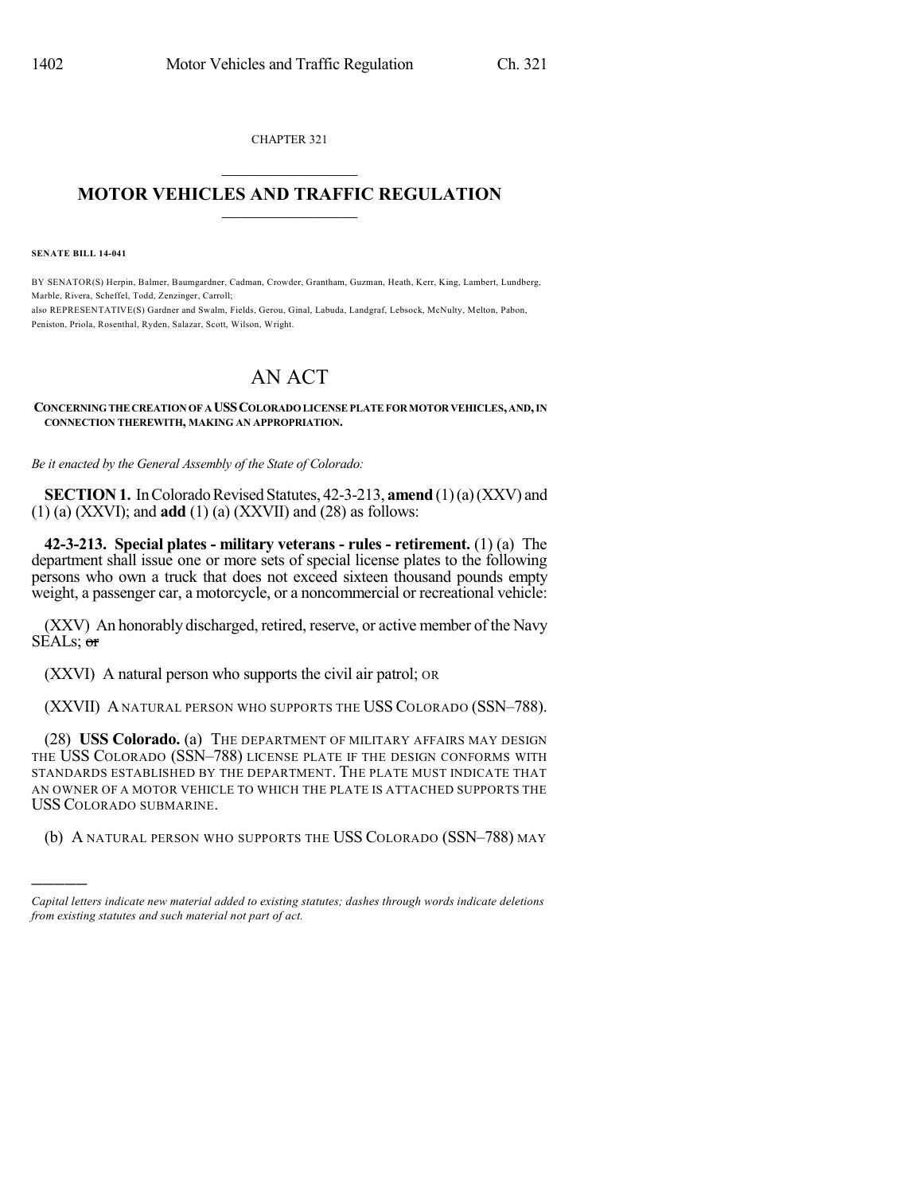CHAPTER 321

# MOTOR VEHICLES AND TRAFFIC REGULATION

**SENATE BILL 14-041**

BY SENATOR(S) Herpin, Balmer, Baumgardner, Cadman, Crowder, Grantham, Guzman, Heath, Kerr, King, Lambert, Lundberg, Marble, Rivera, Scheffel, Todd, Zenzinger, Carroll;
also REPRESENTATIVE(S) Gardner and Swalm, Fields, Gerou, Ginal, Labuda, Landgraf, Lebsock, McNulty, Melton, Pabon, Peniston, Priola, Rosenthal, Ryden, Salazar, Scott, Wilson, Wright.

# AN ACT

**CONCERNING THE CREATION OF A USS COLORADO LICENSE PLATE FOR MOTOR VEHICLES, AND, IN CONNECTION THEREWITH, MAKING AN APPROPRIATION.**

*Be it enacted by the General Assembly of the State of Colorado:*

**SECTION 1.** In Colorado Revised Statutes, 42-3-213, **amend** (1) (a) (XXV) and (1) (a) (XXVI); and **add** (1) (a) (XXVII) and (28) as follows:

**42-3-213. Special plates - military veterans - rules - retirement.** (1) (a) The department shall issue one or more sets of special license plates to the following persons who own a truck that does not exceed sixteen thousand pounds empty weight, a passenger car, a motorcycle, or a noncommercial or recreational vehicle:

(XXV) An honorably discharged, retired, reserve, or active member of the Navy SEALs; ~~or~~

(XXVI) A natural person who supports the civil air patrol; OR

(XXVII) A NATURAL PERSON WHO SUPPORTS THE USS COLORADO (SSN–788).

(28) **USS Colorado.** (a) THE DEPARTMENT OF MILITARY AFFAIRS MAY DESIGN THE USS COLORADO (SSN–788) LICENSE PLATE IF THE DESIGN CONFORMS WITH STANDARDS ESTABLISHED BY THE DEPARTMENT. THE PLATE MUST INDICATE THAT AN OWNER OF A MOTOR VEHICLE TO WHICH THE PLATE IS ATTACHED SUPPORTS THE USS COLORADO SUBMARINE.

(b) A NATURAL PERSON WHO SUPPORTS THE USS COLORADO (SSN–788) MAY

*Capital letters indicate new material added to existing statutes; dashes through words indicate deletions from existing statutes and such material not part of act.*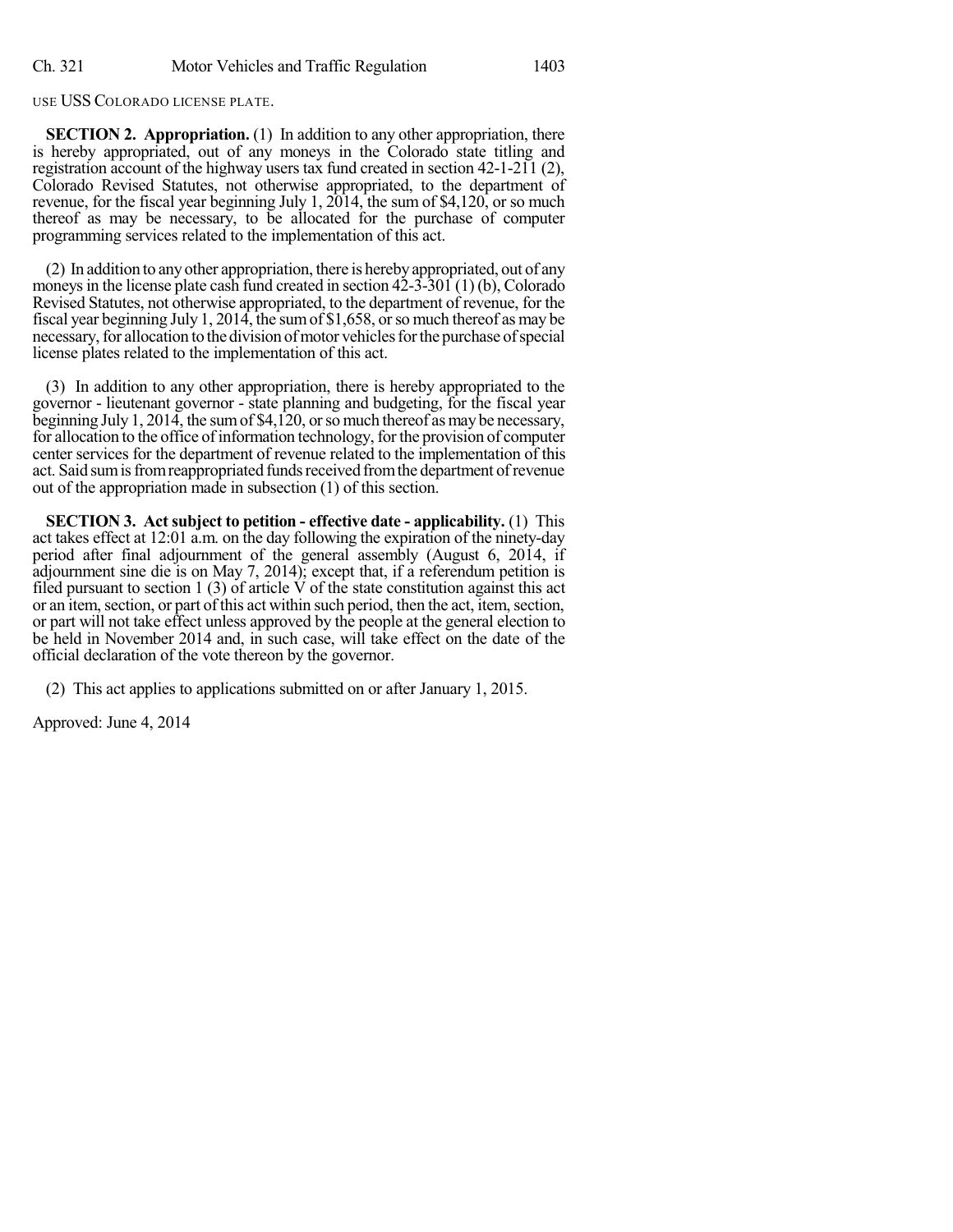USE USS COLORADO LICENSE PLATE.

**SECTION 2. Appropriation.** (1) In addition to any other appropriation, there is hereby appropriated, out of any moneys in the Colorado state titling and registration account of the highway users tax fund created in section 42-1-211 (2), Colorado Revised Statutes, not otherwise appropriated, to the department of revenue, for the fiscal year beginning July 1, 2014, the sum of $4,120, or so much thereof as may be necessary, to be allocated for the purchase of computer programming services related to the implementation of this act.

(2) In addition to any other appropriation, there is hereby appropriated, out of any moneys in the license plate cash fund created in section 42-3-301 (1) (b), Colorado Revised Statutes, not otherwise appropriated, to the department of revenue, for the fiscal year beginning July 1, 2014, the sum of $1,658, or so much thereof as may be necessary, for allocation to the division of motor vehicles for the purchase of special license plates related to the implementation of this act.

(3) In addition to any other appropriation, there is hereby appropriated to the governor - lieutenant governor - state planning and budgeting, for the fiscal year beginning July 1, 2014, the sum of $4,120, or so much thereof as may be necessary, for allocation to the office of information technology, for the provision of computer center services for the department of revenue related to the implementation of this act. Said sum is from reappropriated funds received from the department of revenue out of the appropriation made in subsection (1) of this section.

**SECTION 3. Act subject to petition - effective date - applicability.** (1) This act takes effect at 12:01 a.m. on the day following the expiration of the ninety-day period after final adjournment of the general assembly (August 6, 2014, if adjournment sine die is on May 7, 2014); except that, if a referendum petition is filed pursuant to section 1 (3) of article V of the state constitution against this act or an item, section, or part of this act within such period, then the act, item, section, or part will not take effect unless approved by the people at the general election to be held in November 2014 and, in such case, will take effect on the date of the official declaration of the vote thereon by the governor.

(2) This act applies to applications submitted on or after January 1, 2015.

Approved: June 4, 2014